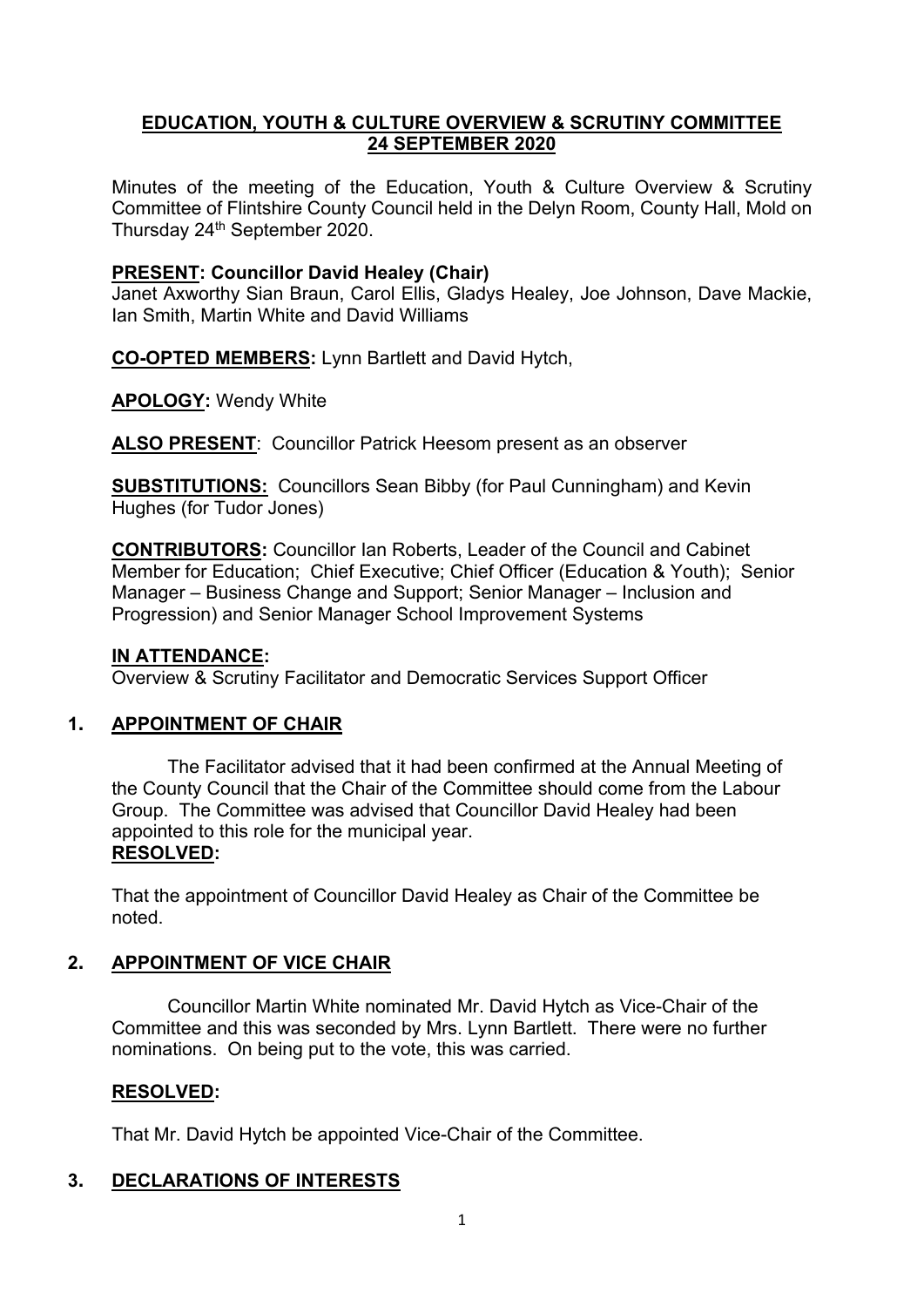# EDUCATION, YOUTH & CULTURE OVERVIEW & SCRUTINY COMMITTEE
## 24 SEPTEMBER 2020

Minutes of the meeting of the Education, Youth & Culture Overview & Scrutiny Committee of Flintshire County Council held in the Delyn Room, County Hall, Mold on Thursday 24th September 2020.

**PRESENT: Councillor David Healey (Chair)**
Janet Axworthy Sian Braun, Carol Ellis, Gladys Healey, Joe Johnson, Dave Mackie, Ian Smith, Martin White and David Williams

**CO-OPTED MEMBERS:** Lynn Bartlett and David Hytch,

**APOLOGY:** Wendy White

**ALSO PRESENT**: Councillor Patrick Heesom present as an observer

**SUBSTITUTIONS:** Councillors Sean Bibby (for Paul Cunningham) and Kevin Hughes (for Tudor Jones)

**CONTRIBUTORS:** Councillor Ian Roberts, Leader of the Council and Cabinet Member for Education; Chief Executive; Chief Officer (Education & Youth); Senior Manager – Business Change and Support; Senior Manager – Inclusion and Progression) and Senior Manager School Improvement Systems

**IN ATTENDANCE:**
Overview & Scrutiny Facilitator and Democratic Services Support Officer

## 1. APPOINTMENT OF CHAIR

The Facilitator advised that it had been confirmed at the Annual Meeting of the County Council that the Chair of the Committee should come from the Labour Group. The Committee was advised that Councillor David Healey had been appointed to this role for the municipal year.

**RESOLVED:**

That the appointment of Councillor David Healey as Chair of the Committee be noted.

## 2. APPOINTMENT OF VICE CHAIR

Councillor Martin White nominated Mr. David Hytch as Vice-Chair of the Committee and this was seconded by Mrs. Lynn Bartlett. There were no further nominations. On being put to the vote, this was carried.

**RESOLVED:**

That Mr. David Hytch be appointed Vice-Chair of the Committee.

## 3. DECLARATIONS OF INTERESTS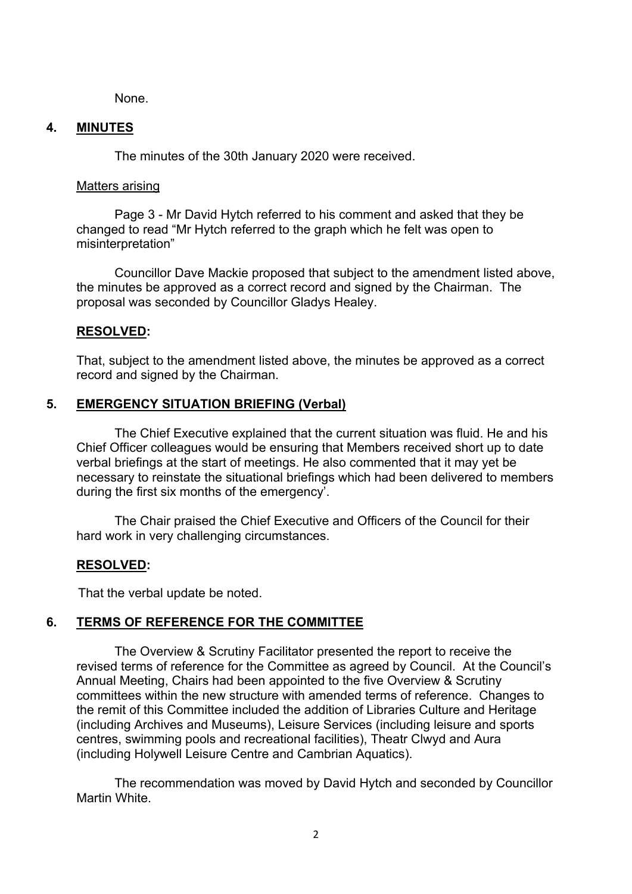None.

## 4. **MINUTES**

The minutes of the 30th January 2020 were received.

Matters arising

Page 3 - Mr David Hytch referred to his comment and asked that they be changed to read “Mr Hytch referred to the graph which he felt was open to misinterpretation”

Councillor Dave Mackie proposed that subject to the amendment listed above, the minutes be approved as a correct record and signed by the Chairman. The proposal was seconded by Councillor Gladys Healey.

**RESOLVED:**

That, subject to the amendment listed above, the minutes be approved as a correct record and signed by the Chairman.

## 5. **EMERGENCY SITUATION BRIEFING (Verbal)**

The Chief Executive explained that the current situation was fluid. He and his Chief Officer colleagues would be ensuring that Members received short up to date verbal briefings at the start of meetings. He also commented that it may yet be necessary to reinstate the situational briefings which had been delivered to members during the first six months of the emergency’.

The Chair praised the Chief Executive and Officers of the Council for their hard work in very challenging circumstances.

**RESOLVED:**

That the verbal update be noted.

## 6. **TERMS OF REFERENCE FOR THE COMMITTEE**

The Overview & Scrutiny Facilitator presented the report to receive the revised terms of reference for the Committee as agreed by Council. At the Council’s Annual Meeting, Chairs had been appointed to the five Overview & Scrutiny committees within the new structure with amended terms of reference. Changes to the remit of this Committee included the addition of Libraries Culture and Heritage (including Archives and Museums), Leisure Services (including leisure and sports centres, swimming pools and recreational facilities), Theatr Clwyd and Aura (including Holywell Leisure Centre and Cambrian Aquatics).

The recommendation was moved by David Hytch and seconded by Councillor Martin White.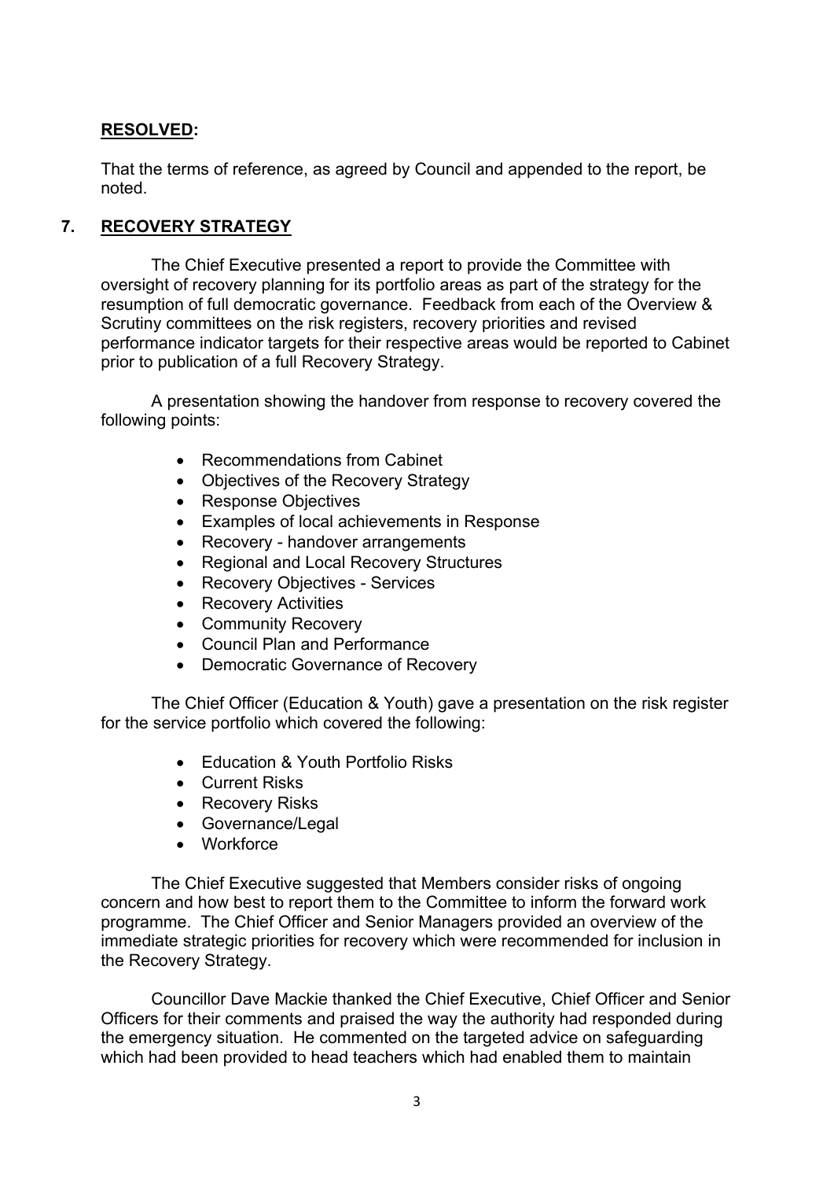**RESOLVED:**

That the terms of reference, as agreed by Council and appended to the report, be noted.

## 7. RECOVERY STRATEGY

The Chief Executive presented a report to provide the Committee with oversight of recovery planning for its portfolio areas as part of the strategy for the resumption of full democratic governance. Feedback from each of the Overview & Scrutiny committees on the risk registers, recovery priorities and revised performance indicator targets for their respective areas would be reported to Cabinet prior to publication of a full Recovery Strategy.

A presentation showing the handover from response to recovery covered the following points:

- Recommendations from Cabinet
- Objectives of the Recovery Strategy
- Response Objectives
- Examples of local achievements in Response
- Recovery - handover arrangements
- Regional and Local Recovery Structures
- Recovery Objectives - Services
- Recovery Activities
- Community Recovery
- Council Plan and Performance
- Democratic Governance of Recovery

The Chief Officer (Education & Youth) gave a presentation on the risk register for the service portfolio which covered the following:

- Education & Youth Portfolio Risks
- Current Risks
- Recovery Risks
- Governance/Legal
- Workforce

The Chief Executive suggested that Members consider risks of ongoing concern and how best to report them to the Committee to inform the forward work programme. The Chief Officer and Senior Managers provided an overview of the immediate strategic priorities for recovery which were recommended for inclusion in the Recovery Strategy.

Councillor Dave Mackie thanked the Chief Executive, Chief Officer and Senior Officers for their comments and praised the way the authority had responded during the emergency situation. He commented on the targeted advice on safeguarding which had been provided to head teachers which had enabled them to maintain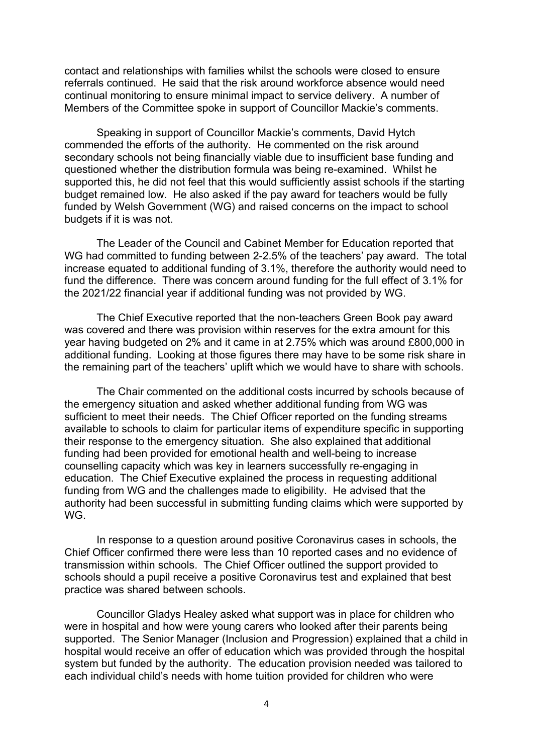contact and relationships with families whilst the schools were closed to ensure referrals continued. He said that the risk around workforce absence would need continual monitoring to ensure minimal impact to service delivery. A number of Members of the Committee spoke in support of Councillor Mackie's comments.

Speaking in support of Councillor Mackie's comments, David Hytch commended the efforts of the authority. He commented on the risk around secondary schools not being financially viable due to insufficient base funding and questioned whether the distribution formula was being re-examined. Whilst he supported this, he did not feel that this would sufficiently assist schools if the starting budget remained low. He also asked if the pay award for teachers would be fully funded by Welsh Government (WG) and raised concerns on the impact to school budgets if it is was not.

The Leader of the Council and Cabinet Member for Education reported that WG had committed to funding between 2-2.5% of the teachers' pay award. The total increase equated to additional funding of 3.1%, therefore the authority would need to fund the difference. There was concern around funding for the full effect of 3.1% for the 2021/22 financial year if additional funding was not provided by WG.

The Chief Executive reported that the non-teachers Green Book pay award was covered and there was provision within reserves for the extra amount for this year having budgeted on 2% and it came in at 2.75% which was around £800,000 in additional funding. Looking at those figures there may have to be some risk share in the remaining part of the teachers' uplift which we would have to share with schools.

The Chair commented on the additional costs incurred by schools because of the emergency situation and asked whether additional funding from WG was sufficient to meet their needs. The Chief Officer reported on the funding streams available to schools to claim for particular items of expenditure specific in supporting their response to the emergency situation. She also explained that additional funding had been provided for emotional health and well-being to increase counselling capacity which was key in learners successfully re-engaging in education. The Chief Executive explained the process in requesting additional funding from WG and the challenges made to eligibility. He advised that the authority had been successful in submitting funding claims which were supported by WG.

In response to a question around positive Coronavirus cases in schools, the Chief Officer confirmed there were less than 10 reported cases and no evidence of transmission within schools. The Chief Officer outlined the support provided to schools should a pupil receive a positive Coronavirus test and explained that best practice was shared between schools.

Councillor Gladys Healey asked what support was in place for children who were in hospital and how were young carers who looked after their parents being supported. The Senior Manager (Inclusion and Progression) explained that a child in hospital would receive an offer of education which was provided through the hospital system but funded by the authority. The education provision needed was tailored to each individual child's needs with home tuition provided for children who were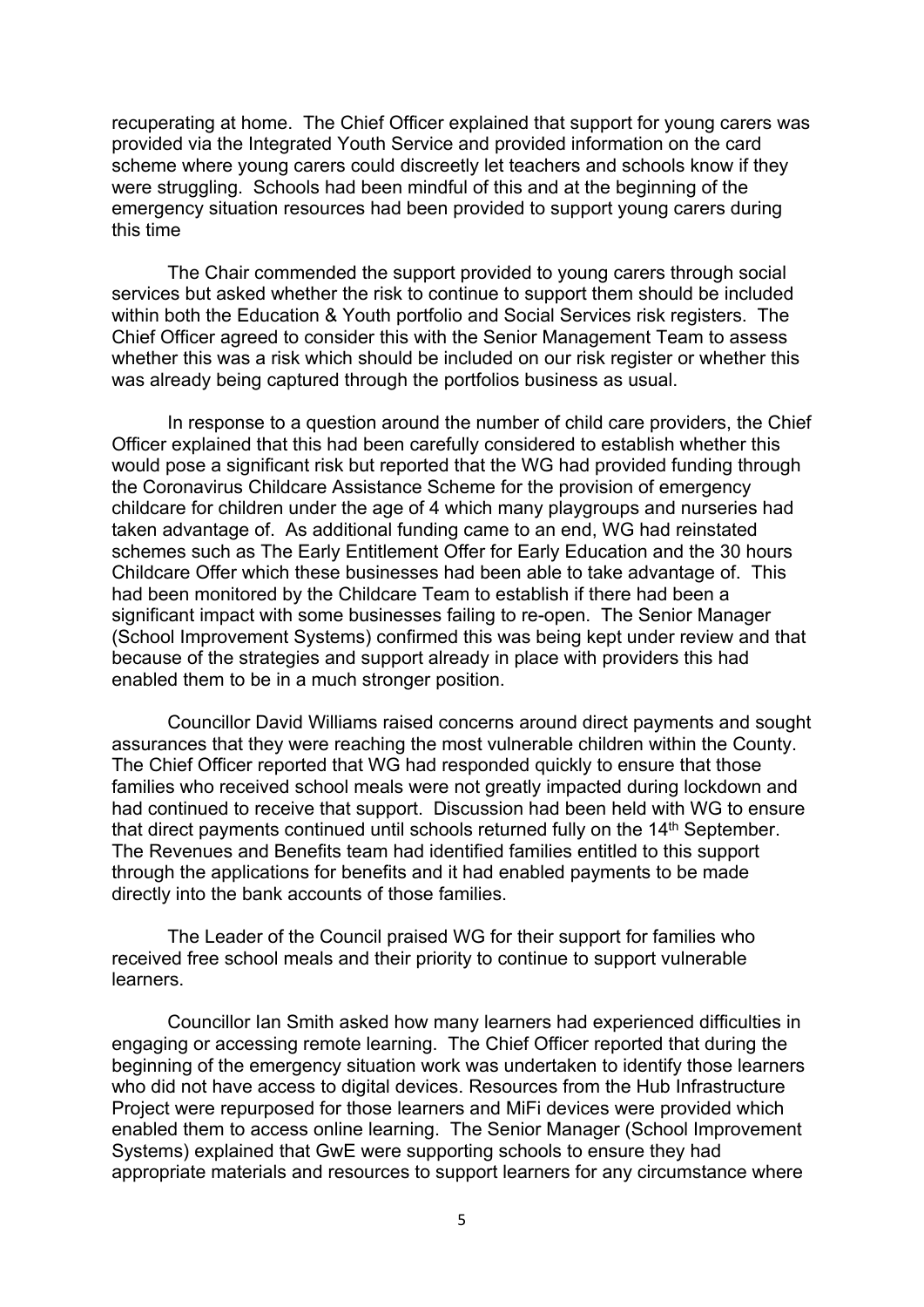recuperating at home. The Chief Officer explained that support for young carers was provided via the Integrated Youth Service and provided information on the card scheme where young carers could discreetly let teachers and schools know if they were struggling. Schools had been mindful of this and at the beginning of the emergency situation resources had been provided to support young carers during this time

The Chair commended the support provided to young carers through social services but asked whether the risk to continue to support them should be included within both the Education & Youth portfolio and Social Services risk registers. The Chief Officer agreed to consider this with the Senior Management Team to assess whether this was a risk which should be included on our risk register or whether this was already being captured through the portfolios business as usual.

In response to a question around the number of child care providers, the Chief Officer explained that this had been carefully considered to establish whether this would pose a significant risk but reported that the WG had provided funding through the Coronavirus Childcare Assistance Scheme for the provision of emergency childcare for children under the age of 4 which many playgroups and nurseries had taken advantage of. As additional funding came to an end, WG had reinstated schemes such as The Early Entitlement Offer for Early Education and the 30 hours Childcare Offer which these businesses had been able to take advantage of. This had been monitored by the Childcare Team to establish if there had been a significant impact with some businesses failing to re-open. The Senior Manager (School Improvement Systems) confirmed this was being kept under review and that because of the strategies and support already in place with providers this had enabled them to be in a much stronger position.

Councillor David Williams raised concerns around direct payments and sought assurances that they were reaching the most vulnerable children within the County. The Chief Officer reported that WG had responded quickly to ensure that those families who received school meals were not greatly impacted during lockdown and had continued to receive that support. Discussion had been held with WG to ensure that direct payments continued until schools returned fully on the 14th September. The Revenues and Benefits team had identified families entitled to this support through the applications for benefits and it had enabled payments to be made directly into the bank accounts of those families.

The Leader of the Council praised WG for their support for families who received free school meals and their priority to continue to support vulnerable learners.

Councillor Ian Smith asked how many learners had experienced difficulties in engaging or accessing remote learning. The Chief Officer reported that during the beginning of the emergency situation work was undertaken to identify those learners who did not have access to digital devices. Resources from the Hub Infrastructure Project were repurposed for those learners and MiFi devices were provided which enabled them to access online learning. The Senior Manager (School Improvement Systems) explained that GwE were supporting schools to ensure they had appropriate materials and resources to support learners for any circumstance where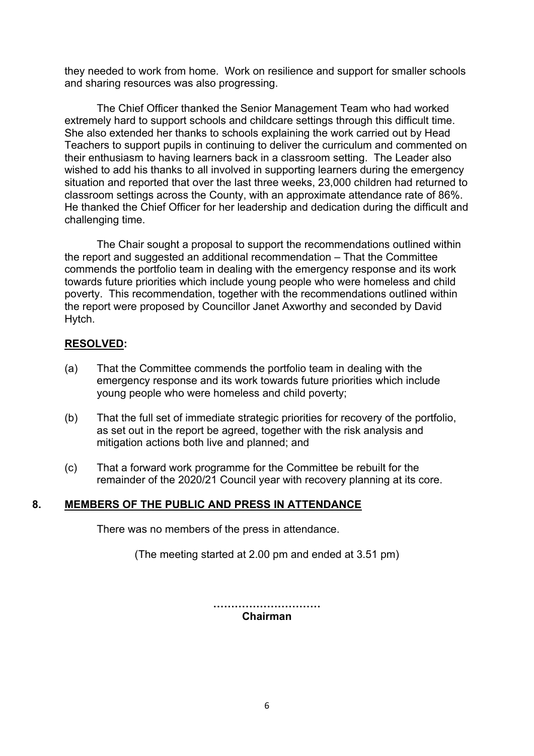they needed to work from home. Work on resilience and support for smaller schools and sharing resources was also progressing.

The Chief Officer thanked the Senior Management Team who had worked extremely hard to support schools and childcare settings through this difficult time. She also extended her thanks to schools explaining the work carried out by Head Teachers to support pupils in continuing to deliver the curriculum and commented on their enthusiasm to having learners back in a classroom setting. The Leader also wished to add his thanks to all involved in supporting learners during the emergency situation and reported that over the last three weeks, 23,000 children had returned to classroom settings across the County, with an approximate attendance rate of 86%. He thanked the Chief Officer for her leadership and dedication during the difficult and challenging time.

The Chair sought a proposal to support the recommendations outlined within the report and suggested an additional recommendation – That the Committee commends the portfolio team in dealing with the emergency response and its work towards future priorities which include young people who were homeless and child poverty. This recommendation, together with the recommendations outlined within the report were proposed by Councillor Janet Axworthy and seconded by David Hytch.

**RESOLVED:**

(a) That the Committee commends the portfolio team in dealing with the emergency response and its work towards future priorities which include young people who were homeless and child poverty;

(b) That the full set of immediate strategic priorities for recovery of the portfolio, as set out in the report be agreed, together with the risk analysis and mitigation actions both live and planned; and

(c) That a forward work programme for the Committee be rebuilt for the remainder of the 2020/21 Council year with recovery planning at its core.

## 8. MEMBERS OF THE PUBLIC AND PRESS IN ATTENDANCE

There was no members of the press in attendance.

(The meeting started at 2.00 pm and ended at 3.51 pm)

…………………………
**Chairman**